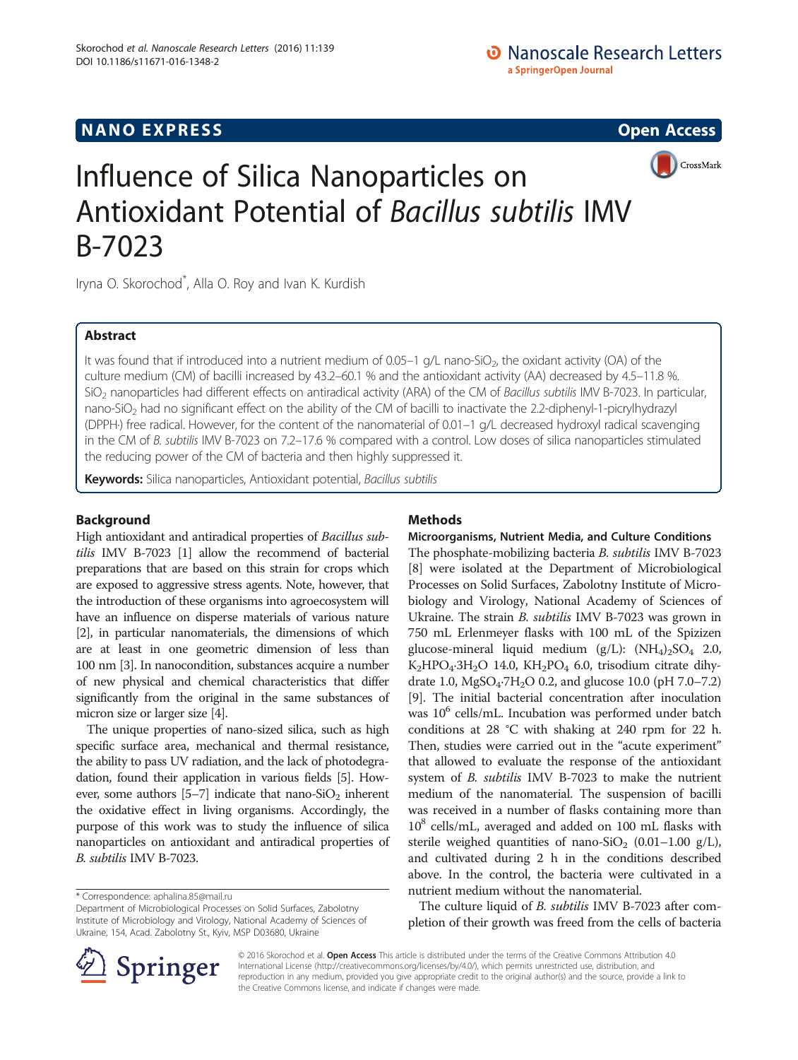NANO EXPRESS

Open Access

# Influence of Silica Nanoparticles on Antioxidant Potential of *Bacillus subtilis* IMV B-7023

Iryna O. Skorochod*, Alla O. Roy and Ivan K. Kurdish

## Abstract

It was found that if introduced into a nutrient medium of 0.05–1 g/L nano-$SiO_2$, the oxidant activity (OA) of the culture medium (CM) of bacilli increased by 43.2–60.1 % and the antioxidant activity (AA) decreased by 4.5–11.8 %. $SiO_2$ nanoparticles had different effects on antiradical activity (ARA) of the CM of *Bacillus subtilis* IMV B-7023. In particular, nano-$SiO_2$ had no significant effect on the ability of the CM of bacilli to inactivate the 2.2-diphenyl-1-picrylhydrazyl (DPPH·) free radical. However, for the content of the nanomaterial of 0.01–1 g/L decreased hydroxyl radical scavenging in the CM of *B. subtilis* IMV B-7023 on 7.2–17.6 % compared with a control. Low doses of silica nanoparticles stimulated the reducing power of the CM of bacteria and then highly suppressed it.

**Keywords:** Silica nanoparticles, Antioxidant potential, *Bacillus subtilis*

## Background

High antioxidant and antiradical properties of *Bacillus subtilis* IMV B-7023 [1] allow the recommend of bacterial preparations that are based on this strain for crops which are exposed to aggressive stress agents. Note, however, that the introduction of these organisms into agroecosystem will have an influence on disperse materials of various nature [2], in particular nanomaterials, the dimensions of which are at least in one geometric dimension of less than 100 nm [3]. In nanocondition, substances acquire a number of new physical and chemical characteristics that differ significantly from the original in the same substances of micron size or larger size [4].

The unique properties of nano-sized silica, such as high specific surface area, mechanical and thermal resistance, the ability to pass UV radiation, and the lack of photodegradation, found their application in various fields [5]. However, some authors [5–7] indicate that nano-$SiO_2$ inherent the oxidative effect in living organisms. Accordingly, the purpose of this work was to study the influence of silica nanoparticles on antioxidant and antiradical properties of *B. subtilis* IMV B-7023.

## Methods

### Microorganisms, Nutrient Media, and Culture Conditions

The phosphate-mobilizing bacteria *B. subtilis* IMV B-7023 [8] were isolated at the Department of Microbiological Processes on Solid Surfaces, Zabolotny Institute of Microbiology and Virology, National Academy of Sciences of Ukraine. The strain *B. subtilis* IMV B-7023 was grown in 750 mL Erlenmeyer flasks with 100 mL of the Spizizen glucose-mineral liquid medium (g/L): $(NH_4)_2SO_4$ 2.0, $K_2HPO_4{\cdot}3H_2O$ 14.0, $KH_2PO_4$ 6.0, trisodium citrate dihydrate 1.0, $MgSO_4{\cdot}7H_2O$ 0.2, and glucose 10.0 (pH 7.0–7.2) [9]. The initial bacterial concentration after inoculation was $10^6$ cells/mL. Incubation was performed under batch conditions at 28 °C with shaking at 240 rpm for 22 h. Then, studies were carried out in the "acute experiment" that allowed to evaluate the response of the antioxidant system of *B. subtilis* IMV B-7023 to make the nutrient medium of the nanomaterial. The suspension of bacilli was received in a number of flasks containing more than $10^8$ cells/mL, averaged and added on 100 mL flasks with sterile weighed quantities of nano-$SiO_2$ (0.01–1.00 g/L), and cultivated during 2 h in the conditions described above. In the control, the bacteria were cultivated in a nutrient medium without the nanomaterial.

The culture liquid of *B. subtilis* IMV B-7023 after completion of their growth was freed from the cells of bacteria

\* Correspondence: aphalina.85@mail.ru
Department of Microbiological Processes on Solid Surfaces, Zabolotny Institute of Microbiology and Virology, National Academy of Sciences of Ukraine, 154, Acad. Zabolotny St., Kyiv, MSP D03680, Ukraine

© 2016 Skorochod et al. **Open Access** This article is distributed under the terms of the Creative Commons Attribution 4.0 International License (http://creativecommons.org/licenses/by/4.0/), which permits unrestricted use, distribution, and reproduction in any medium, provided you give appropriate credit to the original author(s) and the source, provide a link to the Creative Commons license, and indicate if changes were made.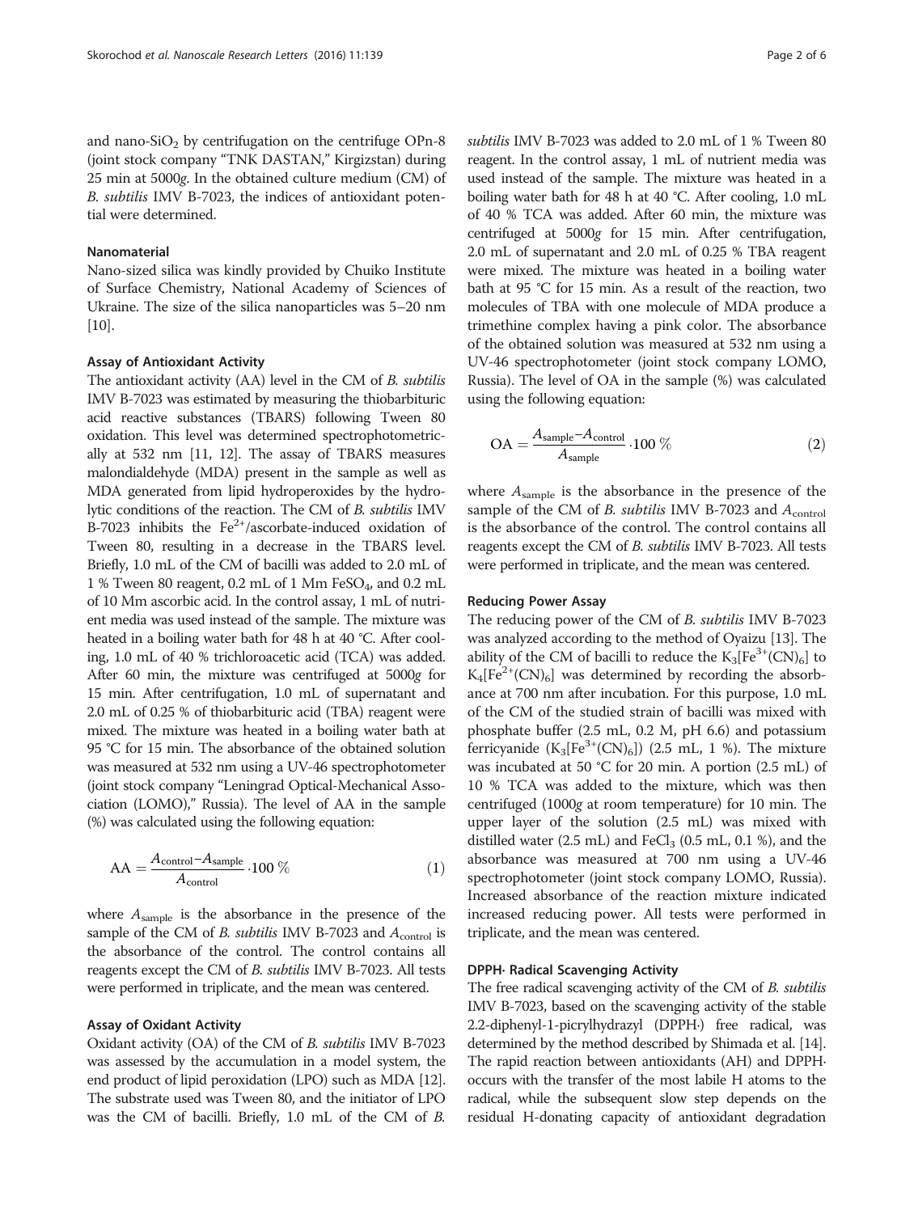and nano-$SiO_2$ by centrifugation on the centrifuge OPn-8 (joint stock company "TNK DASTAN," Kirgizstan) during 25 min at 5000*g*. In the obtained culture medium (CM) of *B. subtilis* IMV B-7023, the indices of antioxidant potential were determined.

### Nanomaterial

Nano-sized silica was kindly provided by Chuiko Institute of Surface Chemistry, National Academy of Sciences of Ukraine. The size of the silica nanoparticles was 5–20 nm [10].

### Assay of Antioxidant Activity

The antioxidant activity (AA) level in the CM of *B. subtilis* IMV B-7023 was estimated by measuring the thiobarbituric acid reactive substances (TBARS) following Tween 80 oxidation. This level was determined spectrophotometrically at 532 nm [11, 12]. The assay of TBARS measures malondialdehyde (MDA) present in the sample as well as MDA generated from lipid hydroperoxides by the hydrolytic conditions of the reaction. The CM of *B. subtilis* IMV B-7023 inhibits the $Fe^{2+}$/ascorbate-induced oxidation of Tween 80, resulting in a decrease in the TBARS level. Briefly, 1.0 mL of the CM of bacilli was added to 2.0 mL of 1 % Tween 80 reagent, 0.2 mL of 1 Mm $FeSO_4$, and 0.2 mL of 10 Mm ascorbic acid. In the control assay, 1 mL of nutrient media was used instead of the sample. The mixture was heated in a boiling water bath for 48 h at 40 °C. After cooling, 1.0 mL of 40 % trichloroacetic acid (TCA) was added. After 60 min, the mixture was centrifuged at 5000*g* for 15 min. After centrifugation, 1.0 mL of supernatant and 2.0 mL of 0.25 % of thiobarbituric acid (TBA) reagent were mixed. The mixture was heated in a boiling water bath at 95 °C for 15 min. The absorbance of the obtained solution was measured at 532 nm using a UV-46 spectrophotometer (joint stock company "Leningrad Optical-Mechanical Association (LOMO)," Russia). The level of AA in the sample (%) was calculated using the following equation:

$$\mathrm{AA} = \frac{A_{\mathrm{control}} - A_{\mathrm{sample}}}{A_{\mathrm{control}}} \cdot 100\ \% \tag{1}$$

where $A_{\mathrm{sample}}$ is the absorbance in the presence of the sample of the CM of *B. subtilis* IMV B-7023 and $A_{\mathrm{control}}$ is the absorbance of the control. The control contains all reagents except the CM of *B. subtilis* IMV B-7023. All tests were performed in triplicate, and the mean was centered.

### Assay of Oxidant Activity

Oxidant activity (OA) of the CM of *B. subtilis* IMV B-7023 was assessed by the accumulation in a model system, the end product of lipid peroxidation (LPO) such as MDA [12]. The substrate used was Tween 80, and the initiator of LPO was the CM of bacilli. Briefly, 1.0 mL of the CM of *B. subtilis* IMV B-7023 was added to 2.0 mL of 1 % Tween 80 reagent. In the control assay, 1 mL of nutrient media was used instead of the sample. The mixture was heated in a boiling water bath for 48 h at 40 °C. After cooling, 1.0 mL of 40 % TCA was added. After 60 min, the mixture was centrifuged at 5000*g* for 15 min. After centrifugation, 2.0 mL of supernatant and 2.0 mL of 0.25 % TBA reagent were mixed. The mixture was heated in a boiling water bath at 95 °C for 15 min. As a result of the reaction, two molecules of TBA with one molecule of MDA produce a trimethine complex having a pink color. The absorbance of the obtained solution was measured at 532 nm using a UV-46 spectrophotometer (joint stock company LOMO, Russia). The level of OA in the sample (%) was calculated using the following equation:

$$\mathrm{OA} = \frac{A_{\mathrm{sample}} - A_{\mathrm{control}}}{A_{\mathrm{sample}}} \cdot 100\ \% \tag{2}$$

where $A_{\mathrm{sample}}$ is the absorbance in the presence of the sample of the CM of *B. subtilis* IMV B-7023 and $A_{\mathrm{control}}$ is the absorbance of the control. The control contains all reagents except the CM of *B. subtilis* IMV B-7023. All tests were performed in triplicate, and the mean was centered.

### Reducing Power Assay

The reducing power of the CM of *B. subtilis* IMV B-7023 was analyzed according to the method of Oyaizu [13]. The ability of the CM of bacilli to reduce the $K_3[Fe^{3+}(CN)_6]$ to $K_4[Fe^{2+}(CN)_6]$ was determined by recording the absorbance at 700 nm after incubation. For this purpose, 1.0 mL of the CM of the studied strain of bacilli was mixed with phosphate buffer (2.5 mL, 0.2 M, pH 6.6) and potassium ferricyanide ($K_3[Fe^{3+}(CN)_6]$) (2.5 mL, 1 %). The mixture was incubated at 50 °C for 20 min. A portion (2.5 mL) of 10 % TCA was added to the mixture, which was then centrifuged (1000*g* at room temperature) for 10 min. The upper layer of the solution (2.5 mL) was mixed with distilled water (2.5 mL) and $FeCl_3$ (0.5 mL, 0.1 %), and the absorbance was measured at 700 nm using a UV-46 spectrophotometer (joint stock company LOMO, Russia). Increased absorbance of the reaction mixture indicated increased reducing power. All tests were performed in triplicate, and the mean was centered.

### DPPH· Radical Scavenging Activity

The free radical scavenging activity of the CM of *B. subtilis* IMV B-7023, based on the scavenging activity of the stable 2.2-diphenyl-1-picrylhydrazyl (DPPH·) free radical, was determined by the method described by Shimada et al. [14]. The rapid reaction between antioxidants (AH) and DPPH· occurs with the transfer of the most labile H atoms to the radical, while the subsequent slow step depends on the residual H-donating capacity of antioxidant degradation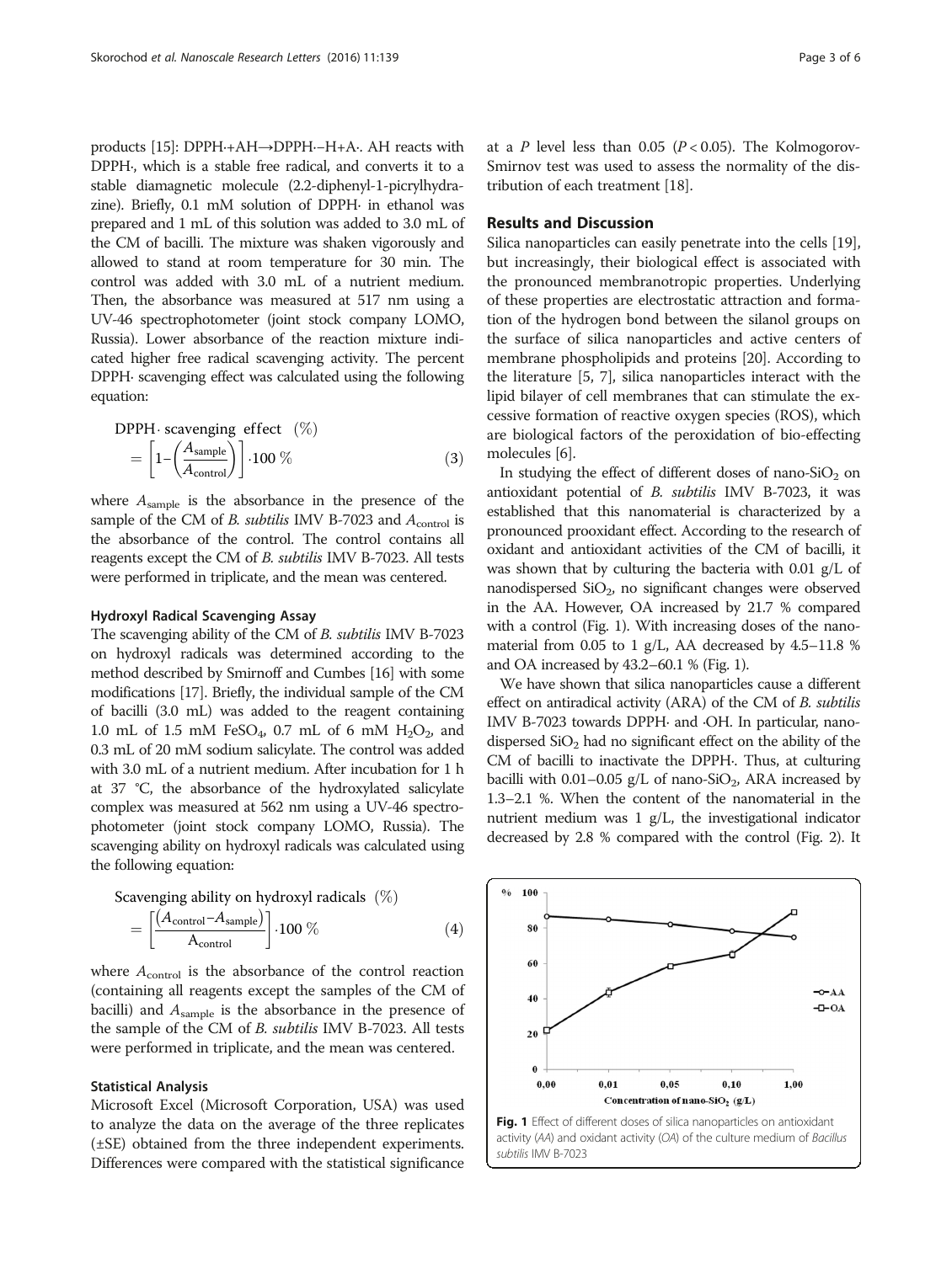products [15]: DPPH·+AH→DPPH·–H+A·. AH reacts with DPPH·, which is a stable free radical, and converts it to a stable diamagnetic molecule (2.2-diphenyl-1-picrylhydrazine). Briefly, 0.1 mM solution of DPPH· in ethanol was prepared and 1 mL of this solution was added to 3.0 mL of the CM of bacilli. The mixture was shaken vigorously and allowed to stand at room temperature for 30 min. The control was added with 3.0 mL of a nutrient medium. Then, the absorbance was measured at 517 nm using a UV-46 spectrophotometer (joint stock company LOMO, Russia). Lower absorbance of the reaction mixture indicated higher free radical scavenging activity. The percent DPPH· scavenging effect was calculated using the following equation:

$$\text{DPPH}\cdot \text{ scavenging effect } (\%) = \left[1-\left(\frac{A_{\text{sample}}}{A_{\text{control}}}\right)\right]\cdot 100\ \% \quad (3)$$

where $A_{\text{sample}}$ is the absorbance in the presence of the sample of the CM of *B. subtilis* IMV B-7023 and $A_{\text{control}}$ is the absorbance of the control. The control contains all reagents except the CM of *B. subtilis* IMV B-7023. All tests were performed in triplicate, and the mean was centered.

### Hydroxyl Radical Scavenging Assay

The scavenging ability of the CM of *B. subtilis* IMV B-7023 on hydroxyl radicals was determined according to the method described by Smirnoff and Cumbes [16] with some modifications [17]. Briefly, the individual sample of the CM of bacilli (3.0 mL) was added to the reagent containing 1.0 mL of 1.5 mM $FeSO_4$, 0.7 mL of 6 mM $H_2O_2$, and 0.3 mL of 20 mM sodium salicylate. The control was added with 3.0 mL of a nutrient medium. After incubation for 1 h at 37 °C, the absorbance of the hydroxylated salicylate complex was measured at 562 nm using a UV-46 spectrophotometer (joint stock company LOMO, Russia). The scavenging ability on hydroxyl radicals was calculated using the following equation:

$$\text{Scavenging ability on hydroxyl radicals } (\%) = \left[\frac{(A_{\text{control}}-A_{\text{sample}})}{A_{\text{control}}}\right]\cdot 100\ \% \quad (4)$$

where $A_{\text{control}}$ is the absorbance of the control reaction (containing all reagents except the samples of the CM of bacilli) and $A_{\text{sample}}$ is the absorbance in the presence of the sample of the CM of *B. subtilis* IMV B-7023. All tests were performed in triplicate, and the mean was centered.

### Statistical Analysis

Microsoft Excel (Microsoft Corporation, USA) was used to analyze the data on the average of the three replicates (±SE) obtained from the three independent experiments. Differences were compared with the statistical significance at a *P* level less than 0.05 ($P < 0.05$). The Kolmogorov-Smirnov test was used to assess the normality of the distribution of each treatment [18].

## Results and Discussion

Silica nanoparticles can easily penetrate into the cells [19], but increasingly, their biological effect is associated with the pronounced membranotropic properties. Underlying of these properties are electrostatic attraction and formation of the hydrogen bond between the silanol groups on the surface of silica nanoparticles and active centers of membrane phospholipids and proteins [20]. According to the literature [5, 7], silica nanoparticles interact with the lipid bilayer of cell membranes that can stimulate the excessive formation of reactive oxygen species (ROS), which are biological factors of the peroxidation of bio-effecting molecules [6].

In studying the effect of different doses of nano-$SiO_2$ on antioxidant potential of *B. subtilis* IMV B-7023, it was established that this nanomaterial is characterized by a pronounced prooxidant effect. According to the research of oxidant and antioxidant activities of the CM of bacilli, it was shown that by culturing the bacteria with 0.01 g/L of nanodispersed $SiO_2$, no significant changes were observed in the AA. However, OA increased by 21.7 % compared with a control (Fig. 1). With increasing doses of the nanomaterial from 0.05 to 1 g/L, AA decreased by 4.5–11.8 % and OA increased by 43.2–60.1 % (Fig. 1).

We have shown that silica nanoparticles cause a different effect on antiradical activity (ARA) of the CM of *B. subtilis* IMV B-7023 towards DPPH· and ·OH. In particular, nanodispersed $SiO_2$ had no significant effect on the ability of the CM of bacilli to inactivate the DPPH·. Thus, at culturing bacilli with 0.01–0.05 g/L of nano-$SiO_2$, ARA increased by 1.3–2.1 %. When the content of the nanomaterial in the nutrient medium was 1 g/L, the investigational indicator decreased by 2.8 % compared with the control (Fig. 2). It

Fig. 1 Effect of different doses of silica nanoparticles on antioxidant activity (*AA*) and oxidant activity (*OA*) of the culture medium of *Bacillus subtilis* IMV B-7023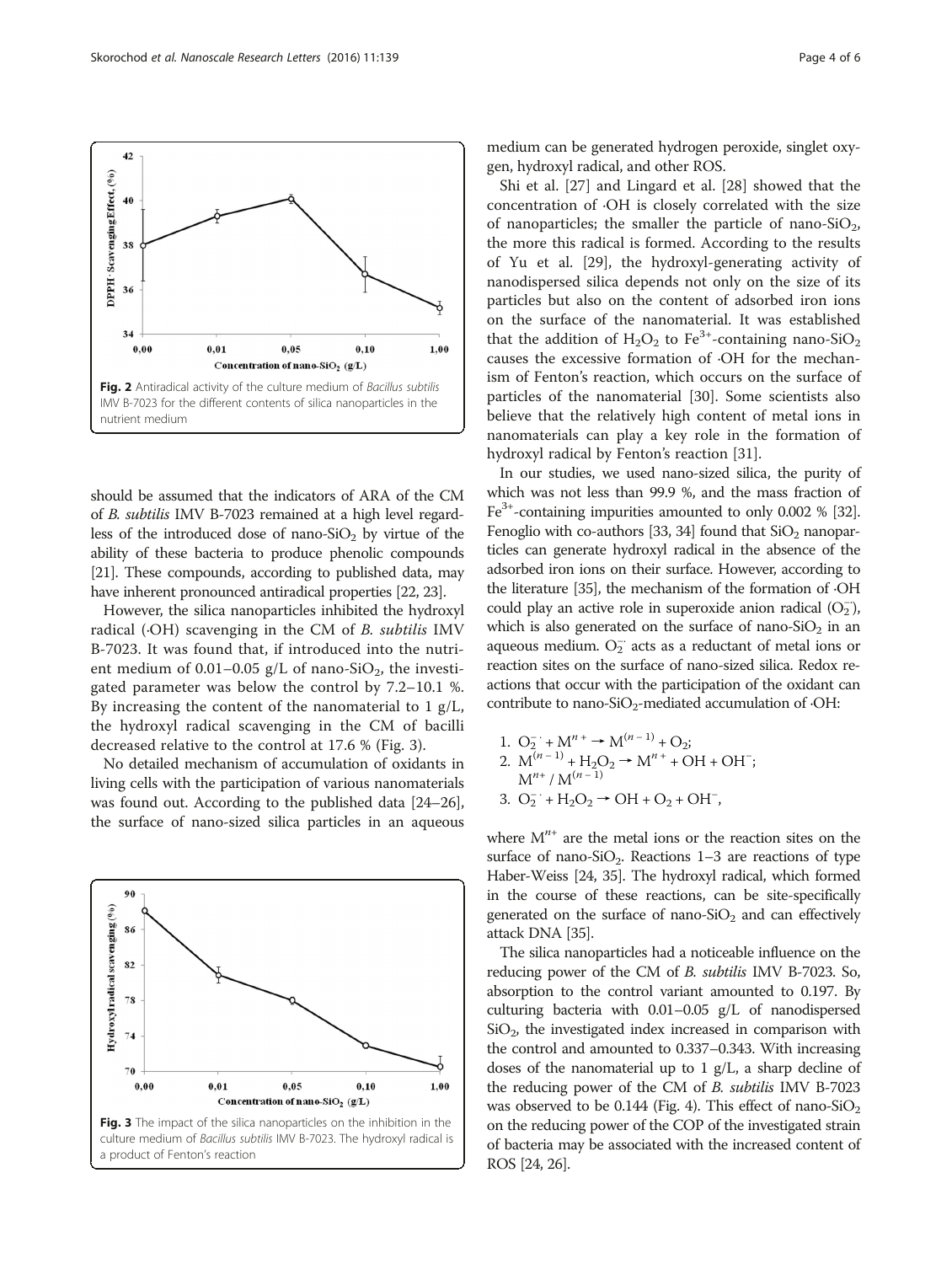Fig. 2 Antiradical activity of the culture medium of *Bacillus subtilis* IMV B-7023 for the different contents of silica nanoparticles in the nutrient medium

should be assumed that the indicators of ARA of the CM of *B. subtilis* IMV B-7023 remained at a high level regardless of the introduced dose of nano-$SiO_2$ by virtue of the ability of these bacteria to produce phenolic compounds [21]. These compounds, according to published data, may have inherent pronounced antiradical properties [22, 23].

However, the silica nanoparticles inhibited the hydroxyl radical (·OH) scavenging in the CM of *B. subtilis* IMV B-7023. It was found that, if introduced into the nutrient medium of 0.01–0.05 g/L of nano-$SiO_2$, the investigated parameter was below the control by 7.2–10.1 %. By increasing the content of the nanomaterial to 1 g/L, the hydroxyl radical scavenging in the CM of bacilli decreased relative to the control at 17.6 % (Fig. 3).

No detailed mechanism of accumulation of oxidants in living cells with the participation of various nanomaterials was found out. According to the published data [24–26], the surface of nano-sized silica particles in an aqueous medium can be generated hydrogen peroxide, singlet oxygen, hydroxyl radical, and other ROS.

Fig. 3 The impact of the silica nanoparticles on the inhibition in the culture medium of *Bacillus subtilis* IMV B-7023. The hydroxyl radical is a product of Fenton's reaction

Shi et al. [27] and Lingard et al. [28] showed that the concentration of ·OH is closely correlated with the size of nanoparticles; the smaller the particle of nano-$SiO_2$, the more this radical is formed. According to the results of Yu et al. [29], the hydroxyl-generating activity of nanodispersed silica depends not only on the size of its particles but also on the content of adsorbed iron ions on the surface of the nanomaterial. It was established that the addition of $H_2O_2$ to $Fe^{3+}$-containing nano-$SiO_2$ causes the excessive formation of ·OH for the mechanism of Fenton's reaction, which occurs on the surface of particles of the nanomaterial [30]. Some scientists also believe that the relatively high content of metal ions in nanomaterials can play a key role in the formation of hydroxyl radical by Fenton's reaction [31].

In our studies, we used nano-sized silica, the purity of which was not less than 99.9 %, and the mass fraction of $Fe^{3+}$-containing impurities amounted to only 0.002 % [32]. Fenoglio with co-authors [33, 34] found that $SiO_2$ nanoparticles can generate hydroxyl radical in the absence of the adsorbed iron ions on their surface. However, according to the literature [35], the mechanism of the formation of ·OH could play an active role in superoxide anion radical ($O_2^{-}$), which is also generated on the surface of nano-$SiO_2$ in an aqueous medium. $O_2^{-}$ acts as a reductant of metal ions or reaction sites on the surface of nano-sized silica. Redox reactions that occur with the participation of the oxidant can contribute to nano-$SiO_2$-mediated accumulation of ·OH:

1. $O_2^{-\cdot} + M^{n+} \rightarrow M^{(n-1)} + O_2$;
2. $M^{(n-1)} + H_2O_2 \rightarrow M^{n+} + OH + OH^{-}$; $M^{n+} / M^{(n-1)}$
3. $O_2^{-\cdot} + H_2O_2 \rightarrow OH + O_2 + OH^{-}$,

where $M^{n+}$ are the metal ions or the reaction sites on the surface of nano-$SiO_2$. Reactions 1–3 are reactions of type Haber-Weiss [24, 35]. The hydroxyl radical, which formed in the course of these reactions, can be site-specifically generated on the surface of nano-$SiO_2$ and can effectively attack DNA [35].

The silica nanoparticles had a noticeable influence on the reducing power of the CM of *B. subtilis* IMV B-7023. So, absorption to the control variant amounted to 0.197. By culturing bacteria with 0.01–0.05 g/L of nanodispersed $SiO_2$, the investigated index increased in comparison with the control and amounted to 0.337–0.343. With increasing doses of the nanomaterial up to 1 g/L, a sharp decline of the reducing power of the CM of *B. subtilis* IMV B-7023 was observed to be 0.144 (Fig. 4). This effect of nano-$SiO_2$ on the reducing power of the COP of the investigated strain of bacteria may be associated with the increased content of ROS [24, 26].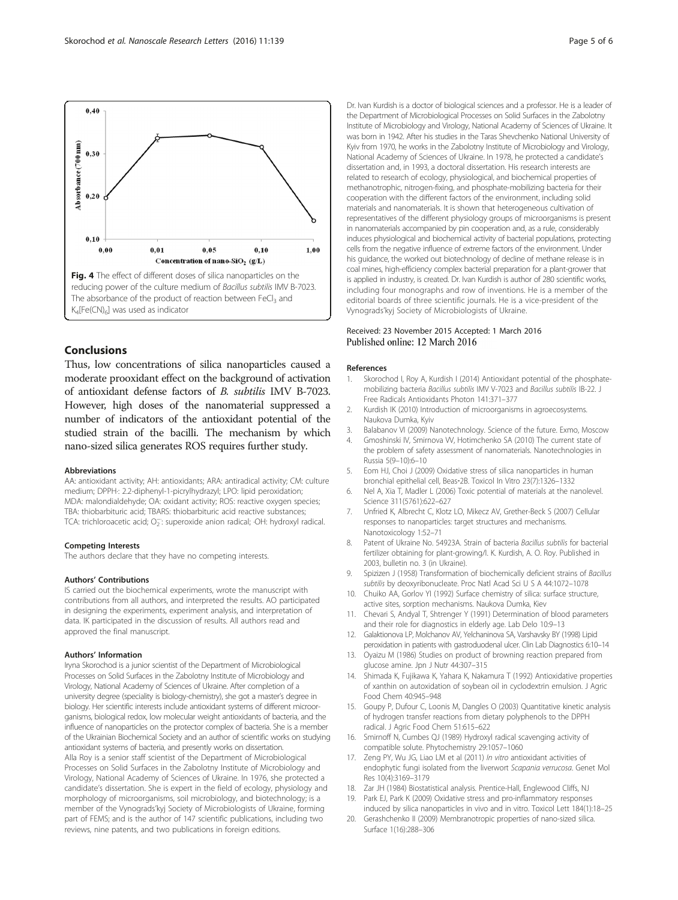0,40

0,30

0,20

0,10

Absorbance (700 nm)

0,00 0,01 0,05 0,10 1,00

Concentration of nano-$SiO_2$ (g/L)

**Fig. 4** The effect of different doses of silica nanoparticles on the reducing power of the culture medium of *Bacillus subtilis* IMV B-7023. The absorbance of the product of reaction between $FeCl_3$ and $K_4[Fe(CN)_6]$ was used as indicator

## Conclusions

Thus, low concentrations of silica nanoparticles caused a moderate prooxidant effect on the background of activation of antioxidant defense factors of *B. subtilis* IMV B-7023. However, high doses of the nanomaterial suppressed a number of indicators of the antioxidant potential of the studied strain of the bacilli. The mechanism by which nano-sized silica generates ROS requires further study.

#### Abbreviations

AA: antioxidant activity; AH: antioxidants; ARA: antiradical activity; CM: culture medium; DPPH·: 2.2-diphenyl-1-picrylhydrazyl; LPO: lipid peroxidation; MDA: malondialdehyde; OA: oxidant activity; ROS: reactive oxygen species; TBA: thiobarbituric acid; TBARS: thiobarbituric acid reactive substances; TCA: trichloroacetic acid; $O_2^{-}$: superoxide anion radical; ·OH: hydroxyl radical.

#### Competing Interests

The authors declare that they have no competing interests.

#### Authors' Contributions

IS carried out the biochemical experiments, wrote the manuscript with contributions from all authors, and interpreted the results. AO participated in designing the experiments, experiment analysis, and interpretation of data. IK participated in the discussion of results. All authors read and approved the final manuscript.

#### Authors' Information

Iryna Skorochod is a junior scientist of the Department of Microbiological Processes on Solid Surfaces in the Zabolotny Institute of Microbiology and Virology, National Academy of Sciences of Ukraine. After completion of a university degree (speciality is biology-chemistry), she got a master's degree in biology. Her scientific interests include antioxidant systems of different microorganisms, biological redox, low molecular weight antioxidants of bacteria, and the influence of nanoparticles on the protector complex of bacteria. She is a member of the Ukrainian Biochemical Society and an author of scientific works on studying antioxidant systems of bacteria, and presently works on dissertation.
Alla Roy is a senior staff scientist of the Department of Microbiological Processes on Solid Surfaces in the Zabolotny Institute of Microbiology and Virology, National Academy of Sciences of Ukraine. In 1976, she protected a candidate's dissertation. She is expert in the field of ecology, physiology and morphology of microorganisms, soil microbiology, and biotechnology; is a member of the Vynograds'kyj Society of Microbiologists of Ukraine, forming part of FEMS; and is the author of 147 scientific publications, including two reviews, nine patents, and two publications in foreign editions.
Dr. Ivan Kurdish is a doctor of biological sciences and a professor. He is a leader of the Department of Microbiological Processes on Solid Surfaces in the Zabolotny Institute of Microbiology and Virology, National Academy of Sciences of Ukraine. It was born in 1942. After his studies in the Taras Shevchenko National University of Kyiv from 1970, he works in the Zabolotny Institute of Microbiology and Virology, National Academy of Sciences of Ukraine. In 1978, he protected a candidate's dissertation and, in 1993, a doctoral dissertation. His research interests are related to research of ecology, physiological, and biochemical properties of methanotrophic, nitrogen-fixing, and phosphate-mobilizing bacteria for their cooperation with the different factors of the environment, including solid materials and nanomaterials. It is shown that heterogeneous cultivation of representatives of the different physiology groups of microorganisms is present in nanomaterials accompanied by pin cooperation and, as a rule, considerably induces physiological and biochemical activity of bacterial populations, protecting cells from the negative influence of extreme factors of the environment. Under his guidance, the worked out biotechnology of decline of methane release is in coal mines, high-efficiency complex bacterial preparation for a plant-grower that is applied in industry, is created. Dr. Ivan Kurdish is author of 280 scientific works, including four monographs and row of inventions. He is a member of the editorial boards of three scientific journals. He is a vice-president of the Vynograds'kyj Society of Microbiologists of Ukraine.

Received: 23 November 2015 Accepted: 1 March 2016
Published online: 12 March 2016

#### References

1. Skorochod I, Roy A, Kurdish I (2014) Antioxidant potential of the phosphate-mobilizing bacteria *Bacillus subtilis* IMV V-7023 and *Bacillus subtilis* IB-22. J Free Radicals Antioxidants Photon 141:371–377
2. Kurdish IK (2010) Introduction of microorganisms in agroecosystems. Naukova Dumka, Kyiv
3. Balabanov VI (2009) Nanotechnology. Science of the future. Exmo, Moscow
4. Gmoshinski IV, Smirnova VV, Hotimchenko SA (2010) The current state of the problem of safety assessment of nanomaterials. Nanotechnologies in Russia 5(9–10):6–10
5. Eom HJ, Choi J (2009) Oxidative stress of silica nanoparticles in human bronchial epithelial cell, Beas-2B. Toxicol In Vitro 23(7):1326–1332
6. Nel A, Xia T, Madler L (2006) Toxic potential of materials at the nanolevel. Science 311(5761):622–627
7. Unfried K, Albrecht C, Klotz LO, Mikecz AV, Grether-Beck S (2007) Cellular responses to nanoparticles: target structures and mechanisms. Nanotoxicology 1:52–71
8. Patent of Ukraine No. 54923A. Strain of bacteria *Bacillus subtilis* for bacterial fertilizer obtaining for plant-growing/I. K. Kurdish, A. O. Roy. Published in 2003, bulletin no. 3 (in Ukraine).
9. Spizizen J (1958) Transformation of biochemically deficient strains of *Bacillus subtilis* by deoxyribonucleate. Proc Natl Acad Sci U S A 44:1072–1078
10. Chuiko AA, Gorlov YI (1992) Surface chemistry of silica: surface structure, active sites, sorption mechanisms. Naukova Dumka, Kiev
11. Chevari S, Andyal T, Shtrenger Y (1991) Determination of blood parameters and their role for diagnostics in elderly age. Lab Delo 10:9–13
12. Galaktionova LP, Molchanov AV, Yelchaninova SA, Varshavsky BY (1998) Lipid peroxidation in patients with gastroduodenal ulcer. Clin Lab Diagnostics 6:10–14
13. Oyaizu M (1986) Studies on product of browning reaction prepared from glucose amine. Jpn J Nutr 44:307–315
14. Shimada K, Fujikawa K, Yahara K, Nakamura T (1992) Antioxidative properties of xanthin on autoxidation of soybean oil in cyclodextrin emulsion. J Agric Food Chem 40:945–948
15. Goupy P, Dufour C, Loonis M, Dangles O (2003) Quantitative kinetic analysis of hydrogen transfer reactions from dietary polyphenols to the DPPH radical. J Agric Food Chem 51:615–622
16. Smirnoff N, Cumbes QJ (1989) Hydroxyl radical scavenging activity of compatible solute. Phytochemistry 29:1057–1060
17. Zeng PY, Wu JG, Liao LM et al (2011) *In vitro* antioxidant activities of endophytic fungi isolated from the liverwort *Scapania verrucosa*. Genet Mol Res 10(4):3169–3179
18. Zar JH (1984) Biostatistical analysis. Prentice-Hall, Englewood Cliffs, NJ
19. Park EJ, Park K (2009) Oxidative stress and pro-inflammatory responses induced by silica nanoparticles in vivo and in vitro. Toxicol Lett 184(1):18–25
20. Gerashchenko II (2009) Membranotropic properties of nano-sized silica. Surface 1(16):288–306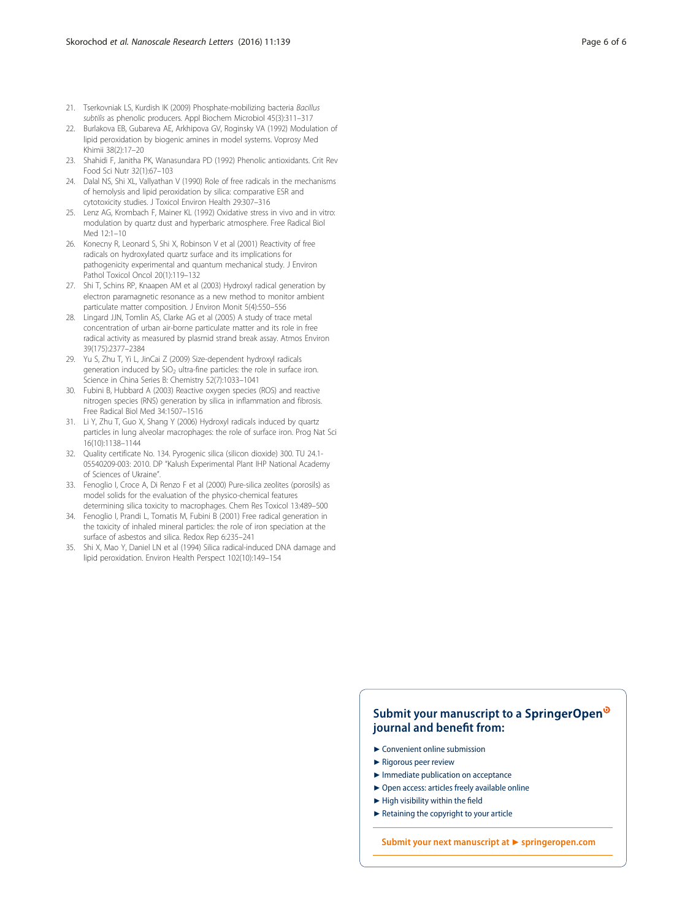21. Tserkovniak LS, Kurdish IK (2009) Phosphate-mobilizing bacteria *Bacillus subtilis* as phenolic producers. Appl Biochem Microbiol 45(3):311–317
22. Burlakova EB, Gubareva AE, Arkhipova GV, Roginsky VA (1992) Modulation of lipid peroxidation by biogenic amines in model systems. Voprosy Med Khimii 38(2):17–20
23. Shahidi F, Janitha PK, Wanasundara PD (1992) Phenolic antioxidants. Crit Rev Food Sci Nutr 32(1):67–103
24. Dalal NS, Shi XL, Vallyathan V (1990) Role of free radicals in the mechanisms of hemolysis and lipid peroxidation by silica: comparative ESR and cytotoxicity studies. J Toxicol Environ Health 29:307–316
25. Lenz AG, Krombach F, Mainer KL (1992) Oxidative stress in vivo and in vitro: modulation by quartz dust and hyperbaric atmosphere. Free Radical Biol Med 12:1–10
26. Konecny R, Leonard S, Shi X, Robinson V et al (2001) Reactivity of free radicals on hydroxylated quartz surface and its implications for pathogenicity experimental and quantum mechanical study. J Environ Pathol Toxicol Oncol 20(1):119–132
27. Shi T, Schins RP, Knaapen AM et al (2003) Hydroxyl radical generation by electron paramagnetic resonance as a new method to monitor ambient particulate matter composition. J Environ Monit 5(4):550–556
28. Lingard JJN, Tomlin AS, Clarke AG et al (2005) A study of trace metal concentration of urban air-borne particulate matter and its role in free radical activity as measured by plasmid strand break assay. Atmos Environ 39(175):2377–2384
29. Yu S, Zhu T, Yi L, JinCai Z (2009) Size-dependent hydroxyl radicals generation induced by $SiO_2$ ultra-fine particles: the role in surface iron. Science in China Series B: Chemistry 52(7):1033–1041
30. Fubini B, Hubbard A (2003) Reactive oxygen species (ROS) and reactive nitrogen species (RNS) generation by silica in inflammation and fibrosis. Free Radical Biol Med 34:1507–1516
31. Li Y, Zhu T, Guo X, Shang Y (2006) Hydroxyl radicals induced by quartz particles in lung alveolar macrophages: the role of surface iron. Prog Nat Sci 16(10):1138–1144
32. Quality certificate No. 134. Pyrogenic silica (silicon dioxide) 300. TU 24.1-05540209-003: 2010. DP "Kalush Experimental Plant IHP National Academy of Sciences of Ukraine".
33. Fenoglio I, Croce A, Di Renzo F et al (2000) Pure-silica zeolites (porosils) as model solids for the evaluation of the physico-chemical features determining silica toxicity to macrophages. Chem Res Toxicol 13:489–500
34. Fenoglio I, Prandi L, Tomatis M, Fubini B (2001) Free radical generation in the toxicity of inhaled mineral particles: the role of iron speciation at the surface of asbestos and silica. Redox Rep 6:235–241
35. Shi X, Mao Y, Daniel LN et al (1994) Silica radical-induced DNA damage and lipid peroxidation. Environ Health Perspect 102(10):149–154

**Submit your manuscript to a SpringerOpen journal and benefit from:**

- ► Convenient online submission
- ► Rigorous peer review
- ► Immediate publication on acceptance
- ► Open access: articles freely available online
- ► High visibility within the field
- ► Retaining the copyright to your article

**Submit your next manuscript at ► springeropen.com**